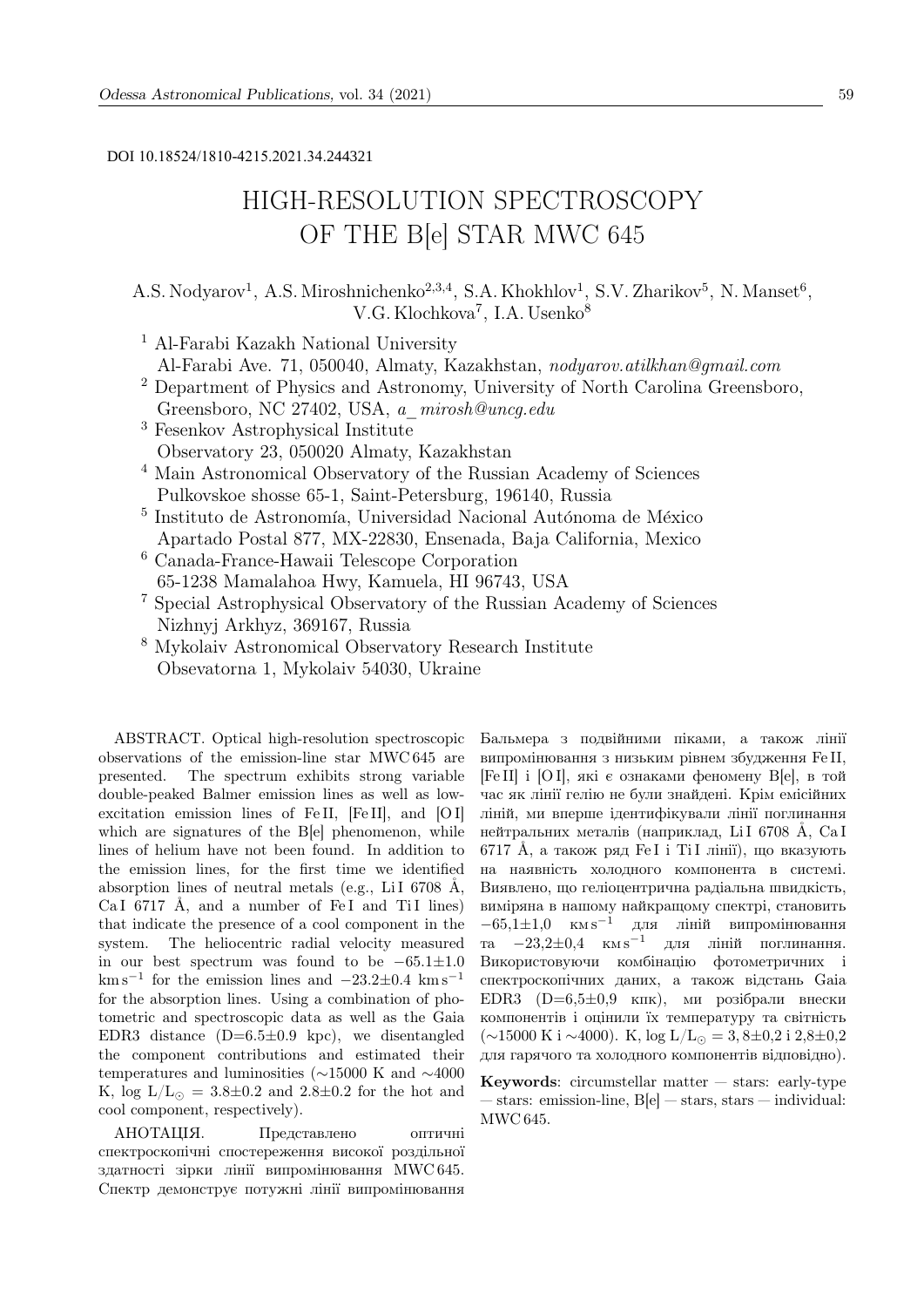DOI 10.18524/1810-4215.2021.34.244321

# HIGH-RESOLUTION SPECTROSCOPY OF THE B[e] STAR MWC 645

A.S. Nodyarov[1], A.S. Miroshnichenko[2,3,4], S.A. Khokhlov[1], S.V. Zharikov[5], N. Manset[6], V.G. Klochkova[7], I.A. Usenko[8]

[1] Al-Farabi Kazakh National University
Al-Farabi Ave. 71, 050040, Almaty, Kazakhstan, *nodyarov.atilkhan@gmail.com*

[2] Department of Physics and Astronomy, University of North Carolina Greensboro, Greensboro, NC 27402, USA, *a_mirosh@uncg.edu*

[3] Fesenkov Astrophysical Institute
Observatory 23, 050020 Almaty, Kazakhstan

[4] Main Astronomical Observatory of the Russian Academy of Sciences
Pulkovskoe shosse 65-1, Saint-Petersburg, 196140, Russia

[5] Instituto de Astronomía, Universidad Nacional Autónoma de México
Apartado Postal 877, MX-22830, Ensenada, Baja California, Mexico

[6] Canada-France-Hawaii Telescope Corporation
65-1238 Mamalahoa Hwy, Kamuela, HI 96743, USA

[7] Special Astrophysical Observatory of the Russian Academy of Sciences
Nizhnyj Arkhyz, 369167, Russia

[8] Mykolaiv Astronomical Observatory Research Institute
Obsevatorna 1, Mykolaiv 54030, Ukraine

ABSTRACT. Optical high-resolution spectroscopic observations of the emission-line star MWC 645 are presented. The spectrum exhibits strong variable double-peaked Balmer emission lines as well as low-excitation emission lines of Fe II, [Fe II], and [O I] which are signatures of the B[e] phenomenon, while lines of helium have not been found. In addition to the emission lines, for the first time we identified absorption lines of neutral metals (e.g., Li I 6708 Å, Ca I 6717 Å, and a number of Fe I and Ti I lines) that indicate the presence of a cool component in the system. The heliocentric radial velocity measured in our best spectrum was found to be $-65.1\pm1.0$ km s$^{-1}$ for the emission lines and $-23.2\pm0.4$ km s$^{-1}$ for the absorption lines. Using a combination of photometric and spectroscopic data as well as the Gaia EDR3 distance (D=6.5$\pm$0.9 kpc), we disentangled the component contributions and estimated their temperatures and luminosities (~15000 K and ~4000 K, $\log L/L_{\odot} = 3.8\pm0.2$ and $2.8\pm0.2$ for the hot and cool component, respectively).

АНОТАЦІЯ. Представлено оптичні спектроскопічні спостереження високої роздільної здатності зірки лінії випромінювання MWC 645. Спектр демонструє потужні лінії випромінювання Бальмера з подвійними піками, а також лінії випромінювання з низьким рівнем збудження Fe II, [Fe II] і [O I], які є ознаками феномену B[e], в той час як лінії гелію не були знайдені. Крім емісійних ліній, ми вперше ідентифікували лінії поглинання нейтральних металів (наприклад, Li I 6708 Å, Ca I 6717 Å, а також ряд Fe I і Ti I лінії), що вказують на наявність холодного компонента в системі. Виявлено, що геліоцентрична радіальна швидкість, виміряна в нашому найкращому спектрі, становить $-65{,}1\pm1{,}0$ км с$^{-1}$ для ліній випромінювання та $-23{,}2\pm0{,}4$ км с$^{-1}$ для ліній поглинання. Використовуючи комбінацію фотометричних і спектроскопічних даних, а також відстань Gaia EDR3 (D=6,5$\pm$0,9 кпк), ми розібрали внески компонентів і оцінили їх температуру та світність (~15000 K і ~4000). K, $\log L/L_{\odot} = 3{,}8\pm0{,}2$ і $2{,}8\pm0{,}2$ для гарячого та холодного компонентів відповідно).

**Keywords**: circumstellar matter — stars: early-type — stars: emission-line, B[e] — stars, stars — individual: MWC 645.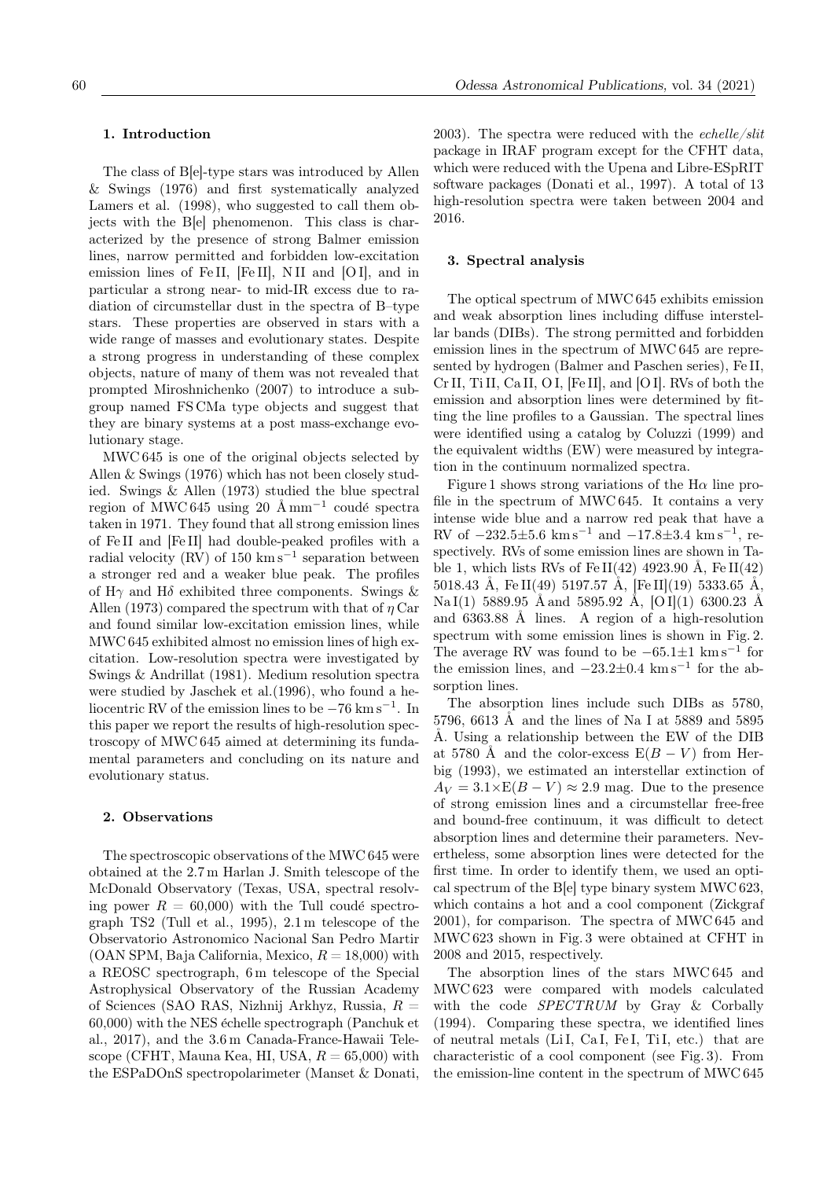## 1. Introduction

The class of B[e]-type stars was introduced by Allen & Swings (1976) and first systematically analyzed Lamers et al. (1998), who suggested to call them objects with the B[e] phenomenon. This class is characterized by the presence of strong Balmer emission lines, narrow permitted and forbidden low-excitation emission lines of Fe II, [Fe II], N II and [O I], and in particular a strong near- to mid-IR excess due to radiation of circumstellar dust in the spectra of B–type stars. These properties are observed in stars with a wide range of masses and evolutionary states. Despite a strong progress in understanding of these complex objects, nature of many of them was not revealed that prompted Miroshnichenko (2007) to introduce a subgroup named FS CMa type objects and suggest that they are binary systems at a post mass-exchange evolutionary stage.

MWC 645 is one of the original objects selected by Allen & Swings (1976) which has not been closely studied. Swings & Allen (1973) studied the blue spectral region of MWC 645 using 20 Å mm$^{-1}$ coudé spectra taken in 1971. They found that all strong emission lines of Fe II and [Fe II] had double-peaked profiles with a radial velocity (RV) of 150 km s$^{-1}$ separation between a stronger red and a weaker blue peak. The profiles of H$\gamma$ and H$\delta$ exhibited three components. Swings & Allen (1973) compared the spectrum with that of $\eta$ Car and found similar low-excitation emission lines, while MWC 645 exhibited almost no emission lines of high excitation. Low-resolution spectra were investigated by Swings & Andrillat (1981). Medium resolution spectra were studied by Jaschek et al.(1996), who found a heliocentric RV of the emission lines to be $-76$ km s$^{-1}$. In this paper we report the results of high-resolution spectroscopy of MWC 645 aimed at determining its fundamental parameters and concluding on its nature and evolutionary status.

## 2. Observations

The spectroscopic observations of the MWC 645 were obtained at the 2.7 m Harlan J. Smith telescope of the McDonald Observatory (Texas, USA, spectral resolving power $R$ = 60,000) with the Tull coudé spectrograph TS2 (Tull et al., 1995), 2.1 m telescope of the Observatorio Astronomico Nacional San Pedro Martir (OAN SPM, Baja California, Mexico, $R$ = 18,000) with a REOSC spectrograph, 6 m telescope of the Special Astrophysical Observatory of the Russian Academy of Sciences (SAO RAS, Nizhnij Arkhyz, Russia, $R$ = 60,000) with the NES échelle spectrograph (Panchuk et al., 2017), and the 3.6 m Canada-France-Hawaii Telescope (CFHT, Mauna Kea, HI, USA, $R$ = 65,000) with the ESPaDOnS spectropolarimeter (Manset & Donati, 2003). The spectra were reduced with the *echelle/slit* package in IRAF program except for the CFHT data, which were reduced with the Upena and Libre-ESpRIT software packages (Donati et al., 1997). A total of 13 high-resolution spectra were taken between 2004 and 2016.

## 3. Spectral analysis

The optical spectrum of MWC 645 exhibits emission and weak absorption lines including diffuse interstellar bands (DIBs). The strong permitted and forbidden emission lines in the spectrum of MWC 645 are represented by hydrogen (Balmer and Paschen series), Fe II, Cr II, Ti II, Ca II, O I, [Fe II], and [O I]. RVs of both the emission and absorption lines were determined by fitting the line profiles to a Gaussian. The spectral lines were identified using a catalog by Coluzzi (1999) and the equivalent widths (EW) were measured by integration in the continuum normalized spectra.

Figure 1 shows strong variations of the H$\alpha$ line profile in the spectrum of MWC 645. It contains a very intense wide blue and a narrow red peak that have a RV of $-232.5\pm5.6$ km s$^{-1}$ and $-17.8\pm3.4$ km s$^{-1}$, respectively. RVs of some emission lines are shown in Table 1, which lists RVs of Fe II(42) 4923.90 Å, Fe II(42) 5018.43 Å, Fe II(49) 5197.57 Å, [Fe II](19) 5333.65 Å, Na I(1) 5889.95 Å and 5895.92 Å, [O I](1) 6300.23 Å and 6363.88 Å lines. A region of a high-resolution spectrum with some emission lines is shown in Fig. 2. The average RV was found to be $-65.1\pm1$ km s$^{-1}$ for the emission lines, and $-23.2\pm0.4$ km s$^{-1}$ for the absorption lines.

The absorption lines include such DIBs as 5780, 5796, 6613 Å and the lines of Na I at 5889 and 5895 Å. Using a relationship between the EW of the DIB at 5780 Å and the color-excess E$(B-V)$ from Herbig (1993), we estimated an interstellar extinction of $A_V = 3.1\times$E$(B-V) \approx 2.9$ mag. Due to the presence of strong emission lines and a circumstellar free-free and bound-free continuum, it was difficult to detect absorption lines and determine their parameters. Nevertheless, some absorption lines were detected for the first time. In order to identify them, we used an optical spectrum of the B[e] type binary system MWC 623, which contains a hot and a cool component (Zickgraf 2001), for comparison. The spectra of MWC 645 and MWC 623 shown in Fig. 3 were obtained at CFHT in 2008 and 2015, respectively.

The absorption lines of the stars MWC 645 and MWC 623 were compared with models calculated with the code *SPECTRUM* by Gray & Corbally (1994). Comparing these spectra, we identified lines of neutral metals (Li I, Ca I, Fe I, Ti I, etc.) that are characteristic of a cool component (see Fig. 3). From the emission-line content in the spectrum of MWC 645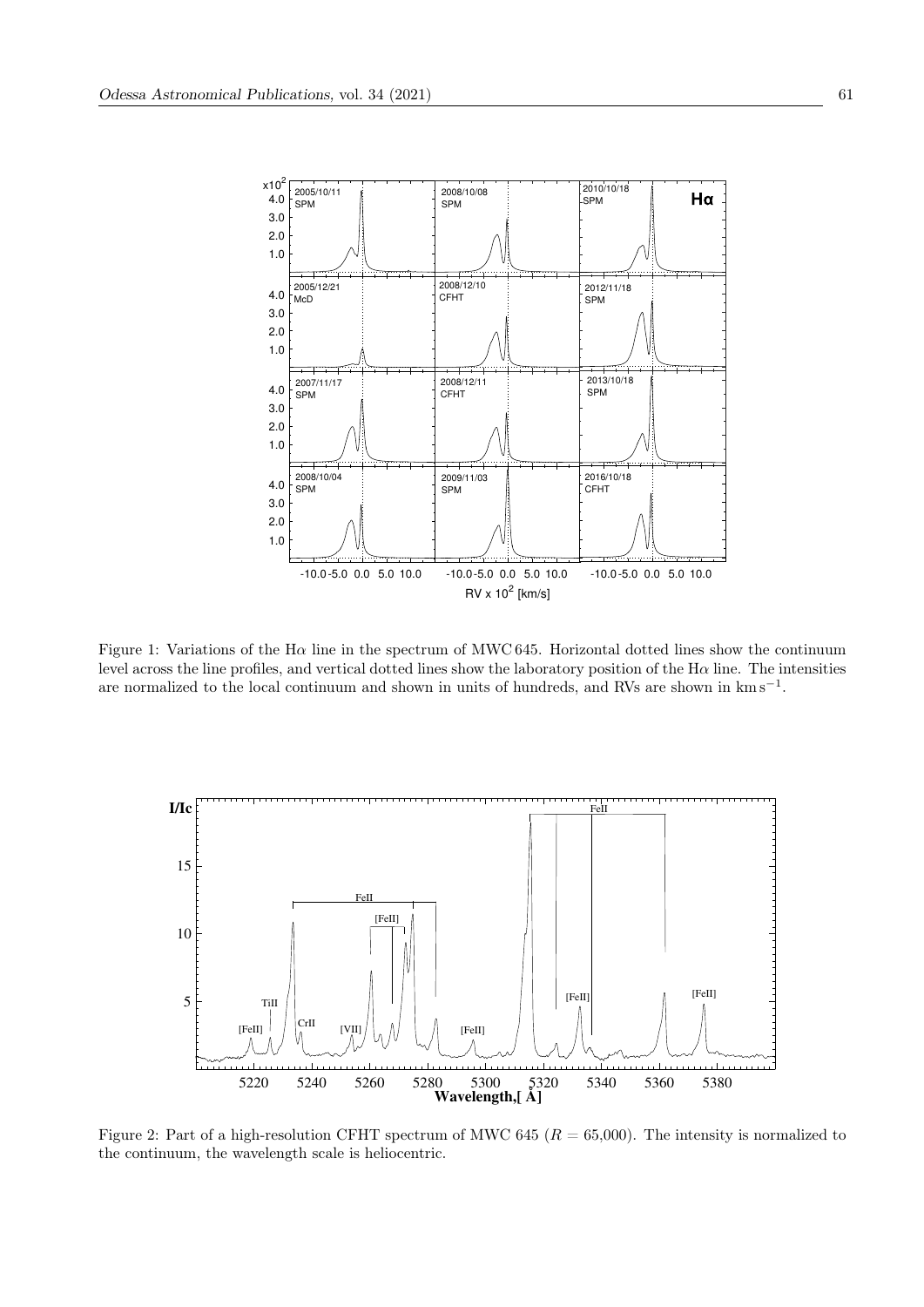Figure 1: Variations of the Hα line in the spectrum of MWC 645. Horizontal dotted lines show the continuum level across the line profiles, and vertical dotted lines show the laboratory position of the Hα line. The intensities are normalized to the local continuum and shown in units of hundreds, and RVs are shown in km s$^{-1}$.

Figure 2: Part of a high-resolution CFHT spectrum of MWC 645 ($R$ = 65,000). The intensity is normalized to the continuum, the wavelength scale is heliocentric.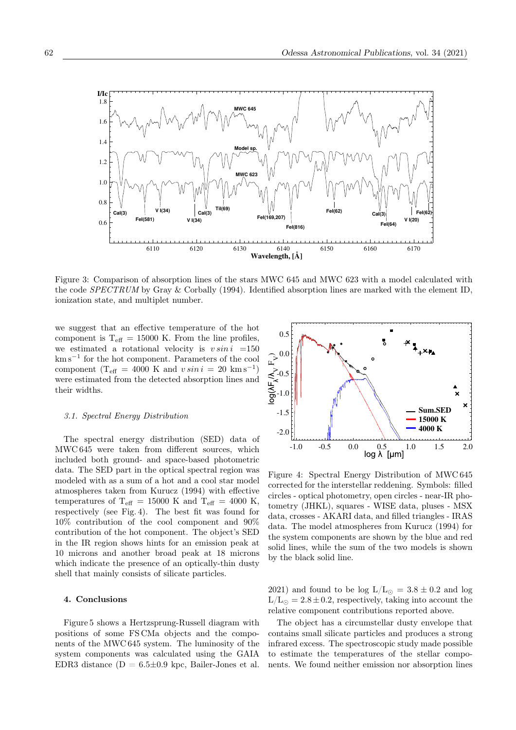Figure 3: Comparison of absorption lines of the stars MWC 645 and MWC 623 with a model calculated with the code *SPECTRUM* by Gray & Corbally (1994). Identified absorption lines are marked with the element ID, ionization state, and multiplet number.

we suggest that an effective temperature of the hot component is $T_{eff}$ = 15000 K. From the line profiles, we estimated a rotational velocity is $v \sin i$ =150 km s$^{-1}$ for the hot component. Parameters of the cool component ($T_{eff}$ = 4000 K and $v \sin i$ = 20 km s$^{-1}$) were estimated from the detected absorption lines and their widths.

### *3.1. Spectral Energy Distribution*

The spectral energy distribution (SED) data of MWC 645 were taken from different sources, which included both ground- and space-based photometric data. The SED part in the optical spectral region was modeled with as a sum of a hot and a cool star model atmospheres taken from Kurucz (1994) with effective temperatures of $T_{eff}$ = 15000 K and $T_{eff}$ = 4000 K, respectively (see Fig. 4). The best fit was found for 10% contribution of the cool component and 90% contribution of the hot component. The object's SED in the IR region shows hints for an emission peak at 10 microns and another broad peak at 18 microns which indicate the presence of an optically-thin dusty shell that mainly consists of silicate particles.

Figure 4: Spectral Energy Distribution of MWC 645 corrected for the interstellar reddening. Symbols: filled circles - optical photometry, open circles - near-IR photometry (JHKL), squares - WISE data, pluses - MSX data, crosses - AKARI data, and filled triangles - IRAS data. The model atmospheres from Kurucz (1994) for the system components are shown by the blue and red solid lines, while the sum of the two models is shown by the black solid line.

## 4. Conclusions

Figure 5 shows a Hertzsprung-Russell diagram with positions of some FS CMa objects and the components of the MWC 645 system. The luminosity of the system components was calculated using the GAIA EDR3 distance (D = 6.5±0.9 kpc, Bailer-Jones et al. 2021) and found to be log $L/L_{\odot} = 3.8 \pm 0.2$ and log $L/L_{\odot} = 2.8 \pm 0.2$, respectively, taking into account the relative component contributions reported above.

The object has a circumstellar dusty envelope that contains small silicate particles and produces a strong infrared excess. The spectroscopic study made possible to estimate the temperatures of the stellar components. We found neither emission nor absorption lines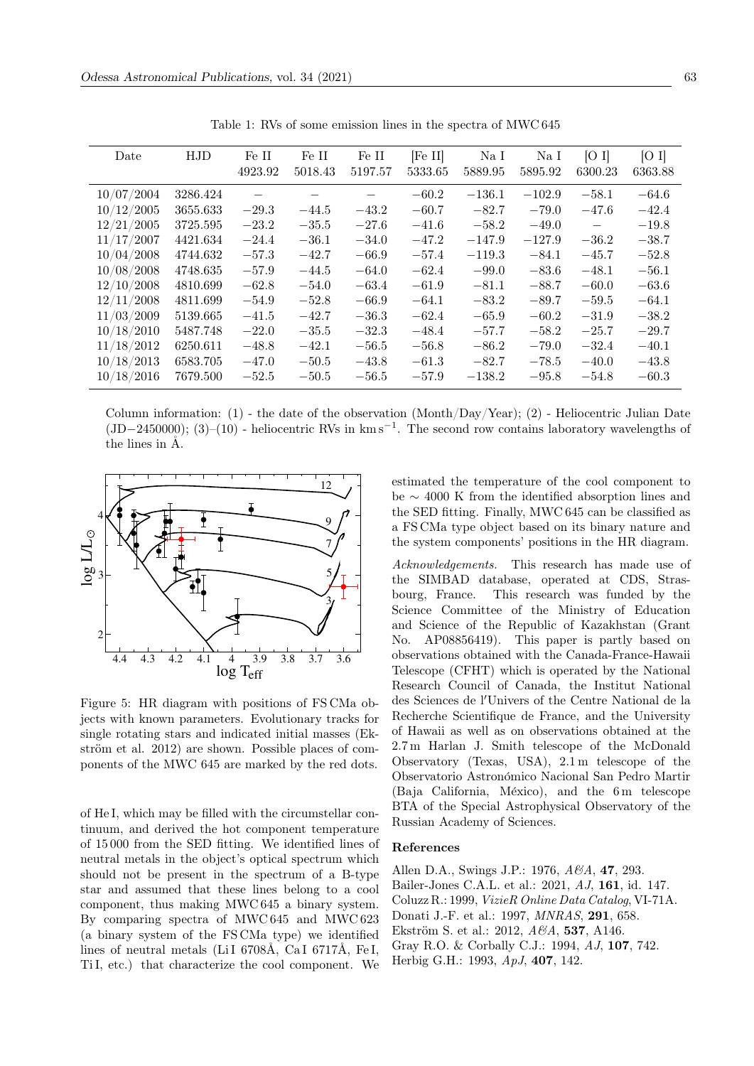Table 1: RVs of some emission lines in the spectra of MWC 645

| Date | HJD | Fe II 4923.92 | Fe II 5018.43 | Fe II 5197.57 | [Fe II] 5333.65 | Na I 5889.95 | Na I 5895.92 | [O I] 6300.23 | [O I] 6363.88 |
|---|---|---|---|---|---|---|---|---|---|
| 10/07/2004 | 3286.424 | – | – | – | −60.2 | −136.1 | −102.9 | −58.1 | −64.6 |
| 10/12/2005 | 3655.633 | −29.3 | −44.5 | −43.2 | −60.7 | −82.7 | −79.0 | −47.6 | −42.4 |
| 12/21/2005 | 3725.595 | −23.2 | −35.5 | −27.6 | −41.6 | −58.2 | −49.0 | – | −19.8 |
| 11/17/2007 | 4421.634 | −24.4 | −36.1 | −34.0 | −47.2 | −147.9 | −127.9 | −36.2 | −38.7 |
| 10/04/2008 | 4744.632 | −57.3 | −42.7 | −66.9 | −57.4 | −119.3 | −84.1 | −45.7 | −52.8 |
| 10/08/2008 | 4748.635 | −57.9 | −44.5 | −64.0 | −62.4 | −99.0 | −83.6 | −48.1 | −56.1 |
| 12/10/2008 | 4810.699 | −62.8 | −54.0 | −63.4 | −61.9 | −81.1 | −88.7 | −60.0 | −63.6 |
| 12/11/2008 | 4811.699 | −54.9 | −52.8 | −66.9 | −64.1 | −83.2 | −89.7 | −59.5 | −64.1 |
| 11/03/2009 | 5139.665 | −41.5 | −42.7 | −36.3 | −62.4 | −65.9 | −60.2 | −31.9 | −38.2 |
| 10/18/2010 | 5487.748 | −22.0 | −35.5 | −32.3 | −48.4 | −57.7 | −58.2 | −25.7 | −29.7 |
| 11/18/2012 | 6250.611 | −48.8 | −42.1 | −56.5 | −56.8 | −86.2 | −79.0 | −32.4 | −40.1 |
| 10/18/2013 | 6583.705 | −47.0 | −50.5 | −43.8 | −61.3 | −82.7 | −78.5 | −40.0 | −43.8 |
| 10/18/2016 | 7679.500 | −52.5 | −50.5 | −56.5 | −57.9 | −138.2 | −95.8 | −54.8 | −60.3 |

Column information: (1) - the date of the observation (Month/Day/Year); (2) - Heliocentric Julian Date (JD−2450000); (3)–(10) - heliocentric RVs in km s$^{-1}$. The second row contains laboratory wavelengths of the lines in Å.

Figure 5: HR diagram with positions of FS CMa objects with known parameters. Evolutionary tracks for single rotating stars and indicated initial masses (Ekström et al. 2012) are shown. Possible places of components of the MWC 645 are marked by the red dots.

of He I, which may be filled with the circumstellar continuum, and derived the hot component temperature of 15 000 from the SED fitting. We identified lines of neutral metals in the object's optical spectrum which should not be present in the spectrum of a B-type star and assumed that these lines belong to a cool component, thus making MWC 645 a binary system. By comparing spectra of MWC 645 and MWC 623 (a binary system of the FS CMa type) we identified lines of neutral metals (Li I 6708Å, Ca I 6717Å, Fe I, Ti I, etc.) that characterize the cool component. We estimated the temperature of the cool component to be ∼ 4000 K from the identified absorption lines and the SED fitting. Finally, MWC 645 can be classified as a FS CMa type object based on its binary nature and the system components' positions in the HR diagram.

*Acknowledgements.* This research has made use of the SIMBAD database, operated at CDS, Strasbourg, France. This research was funded by the Science Committee of the Ministry of Education and Science of the Republic of Kazakhstan (Grant No. AP08856419). This paper is partly based on observations obtained with the Canada-France-Hawaii Telescope (CFHT) which is operated by the National Research Council of Canada, the Institut National des Sciences de l'Univers of the Centre National de la Recherche Scientifique de France, and the University of Hawaii as well as on observations obtained at the 2.7 m Harlan J. Smith telescope of the McDonald Observatory (Texas, USA), 2.1 m telescope of the Observatorio Astronómico Nacional San Pedro Martir (Baja California, México), and the 6 m telescope BTA of the Special Astrophysical Observatory of the Russian Academy of Sciences.

## References

Allen D.A., Swings J.P.: 1976, *A&A*, **47**, 293.
Bailer-Jones C.A.L. et al.: 2021, *AJ*, **161**, id. 147.
Coluzz R.: 1999, *VizieR Online Data Catalog*, VI-71A.
Donati J.-F. et al.: 1997, *MNRAS*, **291**, 658.
Ekström S. et al.: 2012, *A&A*, **537**, A146.
Gray R.O. & Corbally C.J.: 1994, *AJ*, **107**, 742.
Herbig G.H.: 1993, *ApJ*, **407**, 142.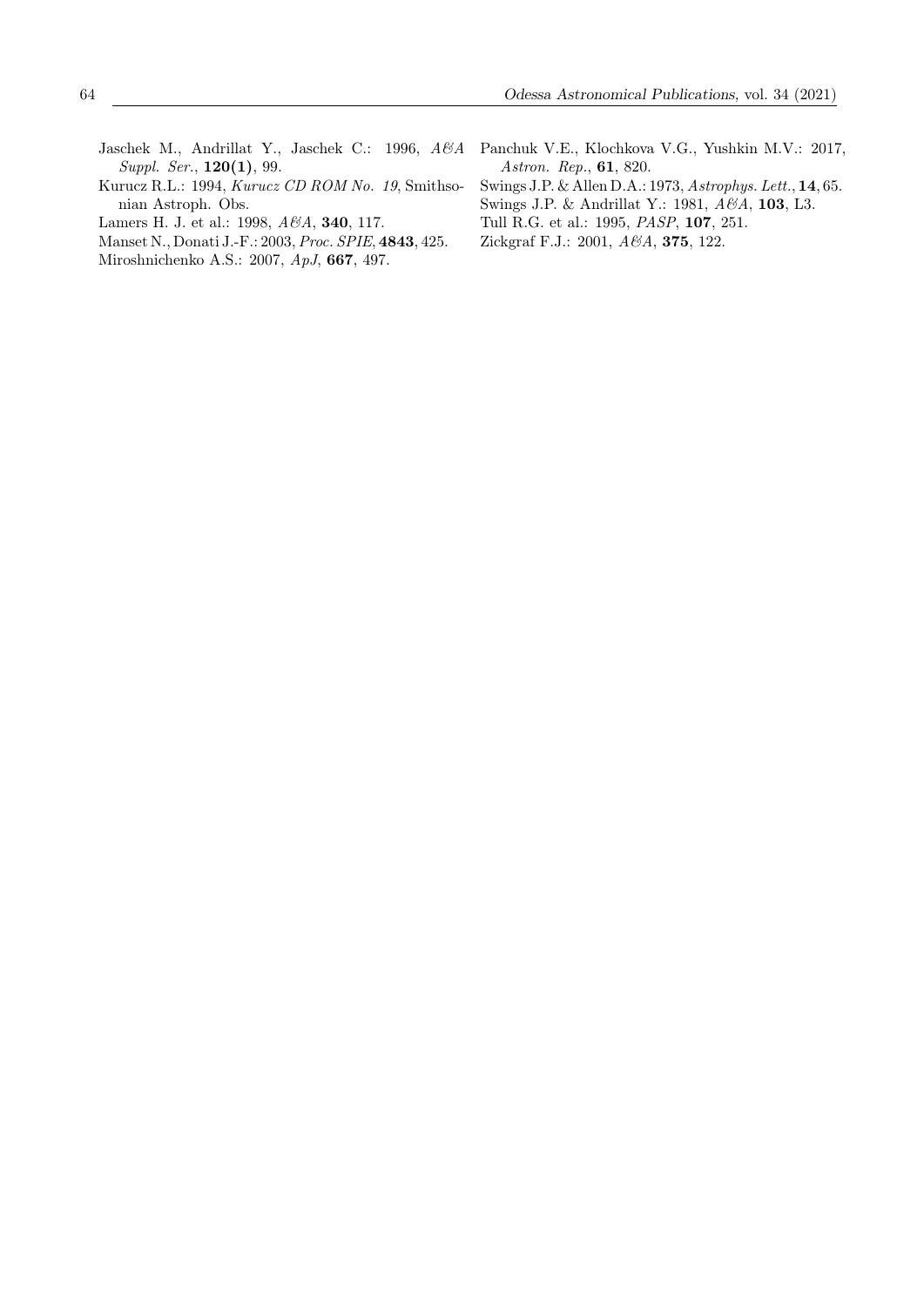Jaschek M., Andrillat Y., Jaschek C.: 1996, *A&A Suppl. Ser.*, **120(1)**, 99.

Kurucz R.L.: 1994, *Kurucz CD ROM No. 19*, Smithsonian Astroph. Obs.

Lamers H. J. et al.: 1998, *A&A*, **340**, 117.

Manset N., Donati J.-F.: 2003, *Proc. SPIE*, **4843**, 425.

Miroshnichenko A.S.: 2007, *ApJ*, **667**, 497.

Panchuk V.E., Klochkova V.G., Yushkin M.V.: 2017, *Astron. Rep.*, **61**, 820.

Swings J.P. & Allen D.A.: 1973, *Astrophys. Lett.*, **14**, 65.

Swings J.P. & Andrillat Y.: 1981, *A&A*, **103**, L3.

Tull R.G. et al.: 1995, *PASP*, **107**, 251.

Zickgraf F.J.: 2001, *A&A*, **375**, 122.